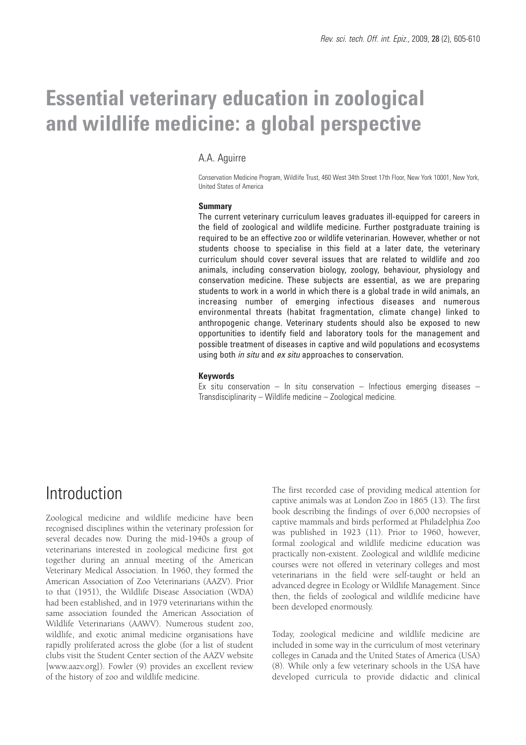# Essential veterinary education in zoological and wildlife medicine: a global perspective

A.A. Aguirre

Conservation Medicine Program, Wildlife Trust, 460 West 34th Street 17th Floor, New York 10001, New York, United States of America

**Summary**

The current veterinary curriculum leaves graduates ill-equipped for careers in the field of zoological and wildlife medicine. Further postgraduate training is required to be an effective zoo or wildlife veterinarian. However, whether or not students choose to specialise in this field at a later date, the veterinary curriculum should cover several issues that are related to wildlife and zoo animals, including conservation biology, zoology, behaviour, physiology and conservation medicine. These subjects are essential, as we are preparing students to work in a world in which there is a global trade in wild animals, an increasing number of emerging infectious diseases and numerous environmental threats (habitat fragmentation, climate change) linked to anthropogenic change. Veterinary students should also be exposed to new opportunities to identify field and laboratory tools for the management and possible treatment of diseases in captive and wild populations and ecosystems using both *in situ* and *ex situ* approaches to conservation.

**Keywords**

Ex situ conservation – In situ conservation – Infectious emerging diseases – Transdisciplinarity – Wildlife medicine – Zoological medicine.

## Introduction

Zoological medicine and wildlife medicine have been recognised disciplines within the veterinary profession for several decades now. During the mid-1940s a group of veterinarians interested in zoological medicine first got together during an annual meeting of the American Veterinary Medical Association. In 1960, they formed the American Association of Zoo Veterinarians (AAZV). Prior to that (1951), the Wildlife Disease Association (WDA) had been established, and in 1979 veterinarians within the same association founded the American Association of Wildlife Veterinarians (AAWV). Numerous student zoo, wildlife, and exotic animal medicine organisations have rapidly proliferated across the globe (for a list of student clubs visit the Student Center section of the AAZV website [www.aazv.org]). Fowler (9) provides an excellent review of the history of zoo and wildlife medicine.

The first recorded case of providing medical attention for captive animals was at London Zoo in 1865 (13). The first book describing the findings of over 6,000 necropsies of captive mammals and birds performed at Philadelphia Zoo was published in 1923 (11). Prior to 1960, however, formal zoological and wildlife medicine education was practically non-existent. Zoological and wildlife medicine courses were not offered in veterinary colleges and most veterinarians in the field were self-taught or held an advanced degree in Ecology or Wildlife Management. Since then, the fields of zoological and wildlife medicine have been developed enormously.

Today, zoological medicine and wildlife medicine are included in some way in the curriculum of most veterinary colleges in Canada and the United States of America (USA) (8). While only a few veterinary schools in the USA have developed curricula to provide didactic and clinical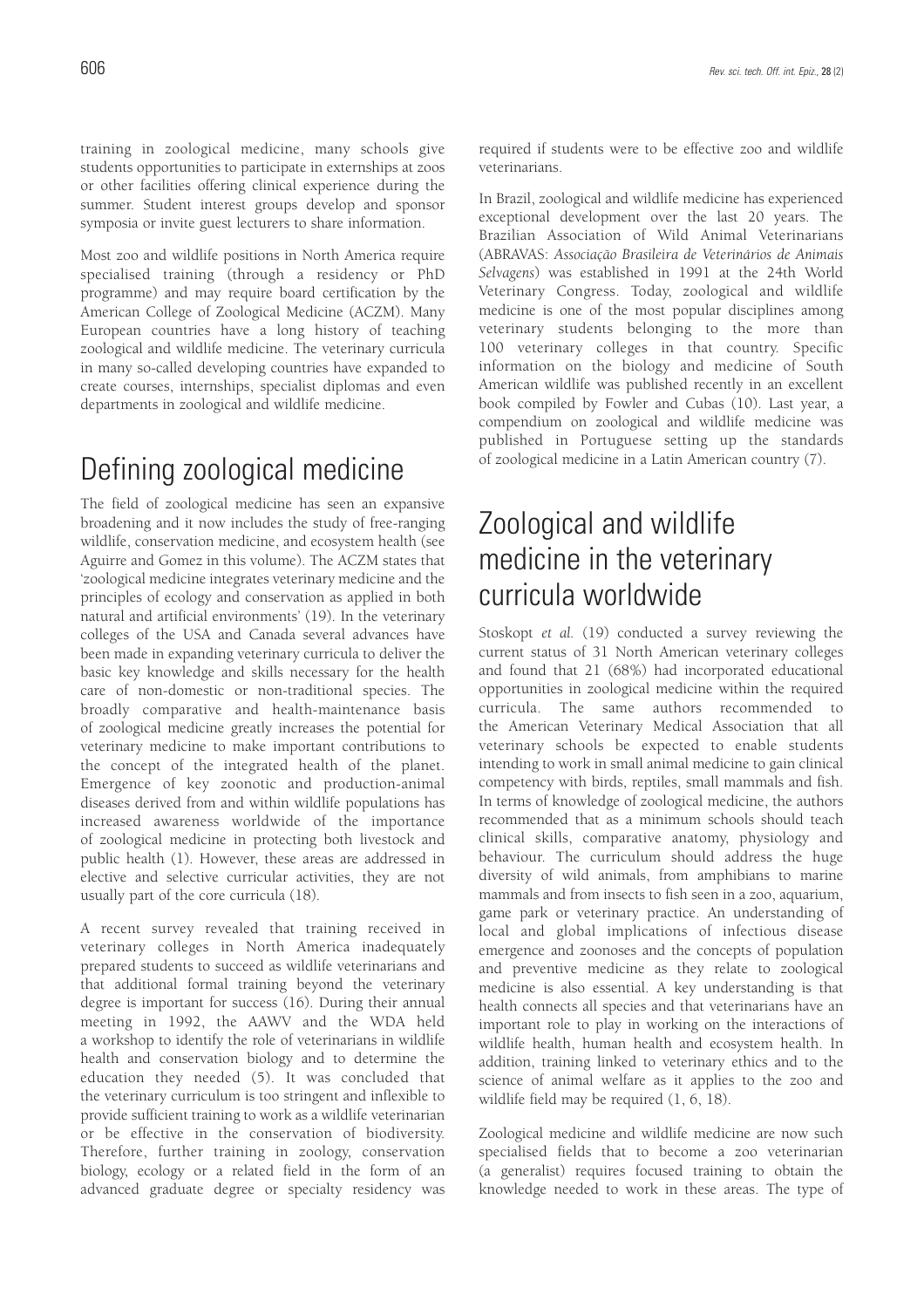training in zoological medicine, many schools give students opportunities to participate in externships at zoos or other facilities offering clinical experience during the summer. Student interest groups develop and sponsor symposia or invite guest lecturers to share information.

Most zoo and wildlife positions in North America require specialised training (through a residency or PhD programme) and may require board certification by the American College of Zoological Medicine (ACZM). Many European countries have a long history of teaching zoological and wildlife medicine. The veterinary curricula in many so-called developing countries have expanded to create courses, internships, specialist diplomas and even departments in zoological and wildlife medicine.

## Defining zoological medicine

The field of zoological medicine has seen an expansive broadening and it now includes the study of free-ranging wildlife, conservation medicine, and ecosystem health (see Aguirre and Gomez in this volume). The ACZM states that 'zoological medicine integrates veterinary medicine and the principles of ecology and conservation as applied in both natural and artificial environments' (19). In the veterinary colleges of the USA and Canada several advances have been made in expanding veterinary curricula to deliver the basic key knowledge and skills necessary for the health care of non-domestic or non-traditional species. The broadly comparative and health-maintenance basis of zoological medicine greatly increases the potential for veterinary medicine to make important contributions to the concept of the integrated health of the planet. Emergence of key zoonotic and production-animal diseases derived from and within wildlife populations has increased awareness worldwide of the importance of zoological medicine in protecting both livestock and public health (1). However, these areas are addressed in elective and selective curricular activities, they are not usually part of the core curricula (18).

A recent survey revealed that training received in veterinary colleges in North America inadequately prepared students to succeed as wildlife veterinarians and that additional formal training beyond the veterinary degree is important for success (16). During their annual meeting in 1992, the AAWV and the WDA held a workshop to identify the role of veterinarians in wildlife health and conservation biology and to determine the education they needed (5). It was concluded that the veterinary curriculum is too stringent and inflexible to provide sufficient training to work as a wildlife veterinarian or be effective in the conservation of biodiversity. Therefore, further training in zoology, conservation biology, ecology or a related field in the form of an advanced graduate degree or specialty residency was required if students were to be effective zoo and wildlife veterinarians.

In Brazil, zoological and wildlife medicine has experienced exceptional development over the last 20 years. The Brazilian Association of Wild Animal Veterinarians (ABRAVAS: *Associação Brasileira de Veterinários de Animais Selvagens*) was established in 1991 at the 24th World Veterinary Congress. Today, zoological and wildlife medicine is one of the most popular disciplines among veterinary students belonging to the more than 100 veterinary colleges in that country. Specific information on the biology and medicine of South American wildlife was published recently in an excellent book compiled by Fowler and Cubas (10). Last year, a compendium on zoological and wildlife medicine was published in Portuguese setting up the standards of zoological medicine in a Latin American country (7).

## Zoological and wildlife medicine in the veterinary curricula worldwide

Stoskopt *et al.* (19) conducted a survey reviewing the current status of 31 North American veterinary colleges and found that 21 (68%) had incorporated educational opportunities in zoological medicine within the required curricula. The same authors recommended to the American Veterinary Medical Association that all veterinary schools be expected to enable students intending to work in small animal medicine to gain clinical competency with birds, reptiles, small mammals and fish. In terms of knowledge of zoological medicine, the authors recommended that as a minimum schools should teach clinical skills, comparative anatomy, physiology and behaviour. The curriculum should address the huge diversity of wild animals, from amphibians to marine mammals and from insects to fish seen in a zoo, aquarium, game park or veterinary practice. An understanding of local and global implications of infectious disease emergence and zoonoses and the concepts of population and preventive medicine as they relate to zoological medicine is also essential. A key understanding is that health connects all species and that veterinarians have an important role to play in working on the interactions of wildlife health, human health and ecosystem health. In addition, training linked to veterinary ethics and to the science of animal welfare as it applies to the zoo and wildlife field may be required (1, 6, 18).

Zoological medicine and wildlife medicine are now such specialised fields that to become a zoo veterinarian (a generalist) requires focused training to obtain the knowledge needed to work in these areas. The type of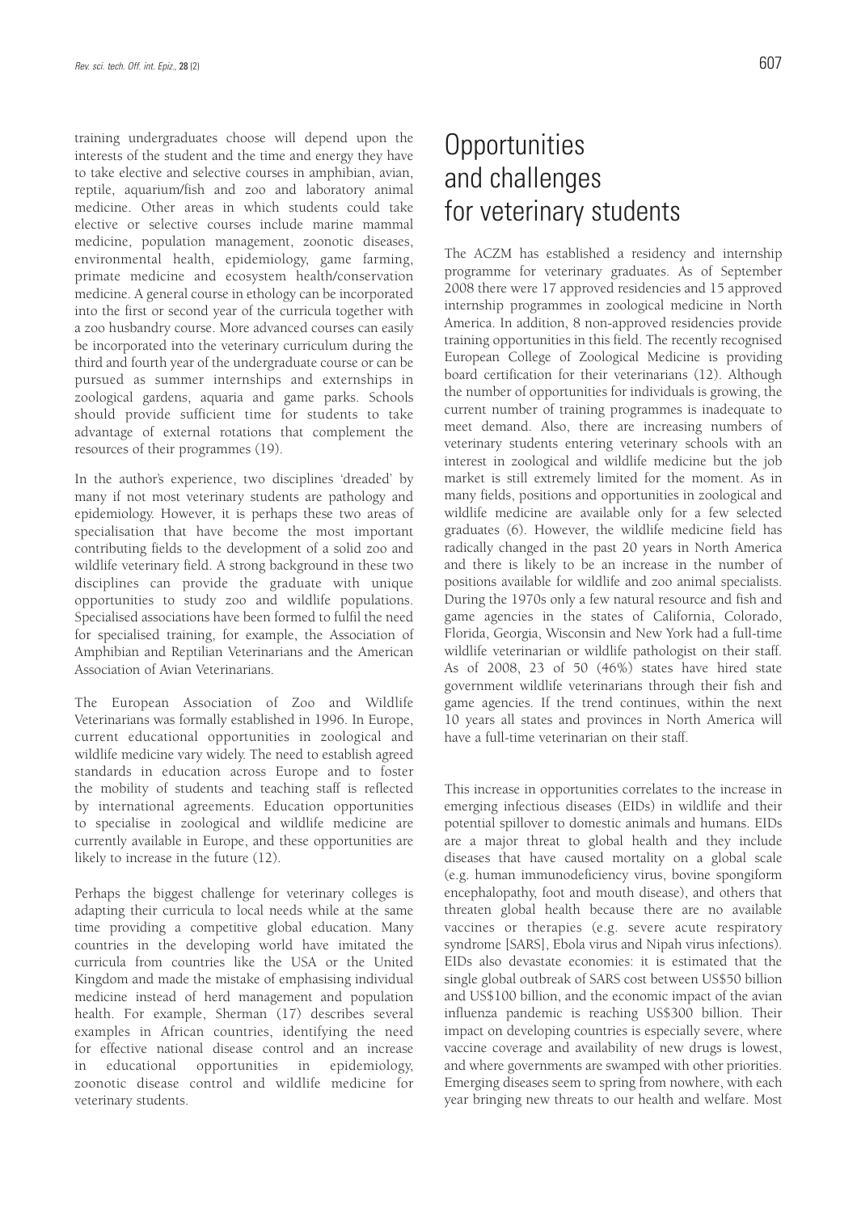training undergraduates choose will depend upon the interests of the student and the time and energy they have to take elective and selective courses in amphibian, avian, reptile, aquarium/fish and zoo and laboratory animal medicine. Other areas in which students could take elective or selective courses include marine mammal medicine, population management, zoonotic diseases, environmental health, epidemiology, game farming, primate medicine and ecosystem health/conservation medicine. A general course in ethology can be incorporated into the first or second year of the curricula together with a zoo husbandry course. More advanced courses can easily be incorporated into the veterinary curriculum during the third and fourth year of the undergraduate course or can be pursued as summer internships and externships in zoological gardens, aquaria and game parks. Schools should provide sufficient time for students to take advantage of external rotations that complement the resources of their programmes (19).

In the author's experience, two disciplines 'dreaded' by many if not most veterinary students are pathology and epidemiology. However, it is perhaps these two areas of specialisation that have become the most important contributing fields to the development of a solid zoo and wildlife veterinary field. A strong background in these two disciplines can provide the graduate with unique opportunities to study zoo and wildlife populations. Specialised associations have been formed to fulfil the need for specialised training, for example, the Association of Amphibian and Reptilian Veterinarians and the American Association of Avian Veterinarians.

The European Association of Zoo and Wildlife Veterinarians was formally established in 1996. In Europe, current educational opportunities in zoological and wildlife medicine vary widely. The need to establish agreed standards in education across Europe and to foster the mobility of students and teaching staff is reflected by international agreements. Education opportunities to specialise in zoological and wildlife medicine are currently available in Europe, and these opportunities are likely to increase in the future (12).

Perhaps the biggest challenge for veterinary colleges is adapting their curricula to local needs while at the same time providing a competitive global education. Many countries in the developing world have imitated the curricula from countries like the USA or the United Kingdom and made the mistake of emphasising individual medicine instead of herd management and population health. For example, Sherman (17) describes several examples in African countries, identifying the need for effective national disease control and an increase in educational opportunities in epidemiology, zoonotic disease control and wildlife medicine for veterinary students.

# Opportunities and challenges for veterinary students

The ACZM has established a residency and internship programme for veterinary graduates. As of September 2008 there were 17 approved residencies and 15 approved internship programmes in zoological medicine in North America. In addition, 8 non-approved residencies provide training opportunities in this field. The recently recognised European College of Zoological Medicine is providing board certification for their veterinarians (12). Although the number of opportunities for individuals is growing, the current number of training programmes is inadequate to meet demand. Also, there are increasing numbers of veterinary students entering veterinary schools with an interest in zoological and wildlife medicine but the job market is still extremely limited for the moment. As in many fields, positions and opportunities in zoological and wildlife medicine are available only for a few selected graduates (6). However, the wildlife medicine field has radically changed in the past 20 years in North America and there is likely to be an increase in the number of positions available for wildlife and zoo animal specialists. During the 1970s only a few natural resource and fish and game agencies in the states of California, Colorado, Florida, Georgia, Wisconsin and New York had a full-time wildlife veterinarian or wildlife pathologist on their staff. As of 2008, 23 of 50 (46%) states have hired state government wildlife veterinarians through their fish and game agencies. If the trend continues, within the next 10 years all states and provinces in North America will have a full-time veterinarian on their staff.

This increase in opportunities correlates to the increase in emerging infectious diseases (EIDs) in wildlife and their potential spillover to domestic animals and humans. EIDs are a major threat to global health and they include diseases that have caused mortality on a global scale (e.g. human immunodeficiency virus, bovine spongiform encephalopathy, foot and mouth disease), and others that threaten global health because there are no available vaccines or therapies (e.g. severe acute respiratory syndrome [SARS], Ebola virus and Nipah virus infections). EIDs also devastate economies: it is estimated that the single global outbreak of SARS cost between US$50 billion and US$100 billion, and the economic impact of the avian influenza pandemic is reaching US$300 billion. Their impact on developing countries is especially severe, where vaccine coverage and availability of new drugs is lowest, and where governments are swamped with other priorities. Emerging diseases seem to spring from nowhere, with each year bringing new threats to our health and welfare. Most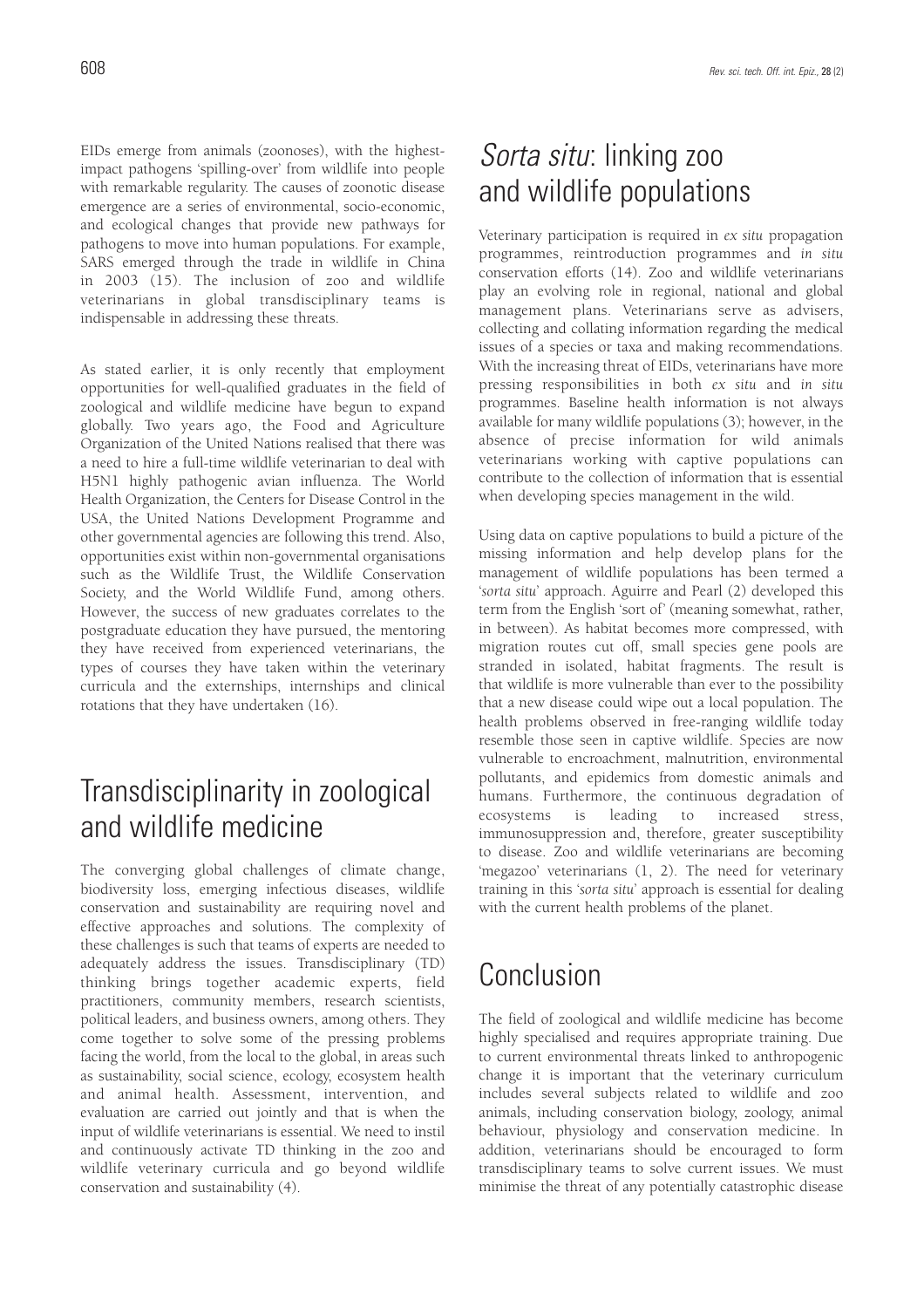EIDs emerge from animals (zoonoses), with the highest-impact pathogens 'spilling-over' from wildlife into people with remarkable regularity. The causes of zoonotic disease emergence are a series of environmental, socio-economic, and ecological changes that provide new pathways for pathogens to move into human populations. For example, SARS emerged through the trade in wildlife in China in 2003 (15). The inclusion of zoo and wildlife veterinarians in global transdisciplinary teams is indispensable in addressing these threats.

As stated earlier, it is only recently that employment opportunities for well-qualified graduates in the field of zoological and wildlife medicine have begun to expand globally. Two years ago, the Food and Agriculture Organization of the United Nations realised that there was a need to hire a full-time wildlife veterinarian to deal with H5N1 highly pathogenic avian influenza. The World Health Organization, the Centers for Disease Control in the USA, the United Nations Development Programme and other governmental agencies are following this trend. Also, opportunities exist within non-governmental organisations such as the Wildlife Trust, the Wildlife Conservation Society, and the World Wildlife Fund, among others. However, the success of new graduates correlates to the postgraduate education they have pursued, the mentoring they have received from experienced veterinarians, the types of courses they have taken within the veterinary curricula and the externships, internships and clinical rotations that they have undertaken (16).

# Transdisciplinarity in zoological and wildlife medicine

The converging global challenges of climate change, biodiversity loss, emerging infectious diseases, wildlife conservation and sustainability are requiring novel and effective approaches and solutions. The complexity of these challenges is such that teams of experts are needed to adequately address the issues. Transdisciplinary (TD) thinking brings together academic experts, field practitioners, community members, research scientists, political leaders, and business owners, among others. They come together to solve some of the pressing problems facing the world, from the local to the global, in areas such as sustainability, social science, ecology, ecosystem health and animal health. Assessment, intervention, and evaluation are carried out jointly and that is when the input of wildlife veterinarians is essential. We need to instil and continuously activate TD thinking in the zoo and wildlife veterinary curricula and go beyond wildlife conservation and sustainability (4).

# *Sorta situ*: linking zoo and wildlife populations

Veterinary participation is required in *ex situ* propagation programmes, reintroduction programmes and *in situ* conservation efforts (14). Zoo and wildlife veterinarians play an evolving role in regional, national and global management plans. Veterinarians serve as advisers, collecting and collating information regarding the medical issues of a species or taxa and making recommendations. With the increasing threat of EIDs, veterinarians have more pressing responsibilities in both *ex situ* and *in situ* programmes. Baseline health information is not always available for many wildlife populations (3); however, in the absence of precise information for wild animals veterinarians working with captive populations can contribute to the collection of information that is essential when developing species management in the wild.

Using data on captive populations to build a picture of the missing information and help develop plans for the management of wildlife populations has been termed a '*sorta situ*' approach. Aguirre and Pearl (2) developed this term from the English 'sort of' (meaning somewhat, rather, in between). As habitat becomes more compressed, with migration routes cut off, small species gene pools are stranded in isolated, habitat fragments. The result is that wildlife is more vulnerable than ever to the possibility that a new disease could wipe out a local population. The health problems observed in free-ranging wildlife today resemble those seen in captive wildlife. Species are now vulnerable to encroachment, malnutrition, environmental pollutants, and epidemics from domestic animals and humans. Furthermore, the continuous degradation of ecosystems is leading to increased stress, immunosuppression and, therefore, greater susceptibility to disease. Zoo and wildlife veterinarians are becoming 'megazoo' veterinarians (1, 2). The need for veterinary training in this '*sorta situ*' approach is essential for dealing with the current health problems of the planet.

# Conclusion

The field of zoological and wildlife medicine has become highly specialised and requires appropriate training. Due to current environmental threats linked to anthropogenic change it is important that the veterinary curriculum includes several subjects related to wildlife and zoo animals, including conservation biology, zoology, animal behaviour, physiology and conservation medicine. In addition, veterinarians should be encouraged to form transdisciplinary teams to solve current issues. We must minimise the threat of any potentially catastrophic disease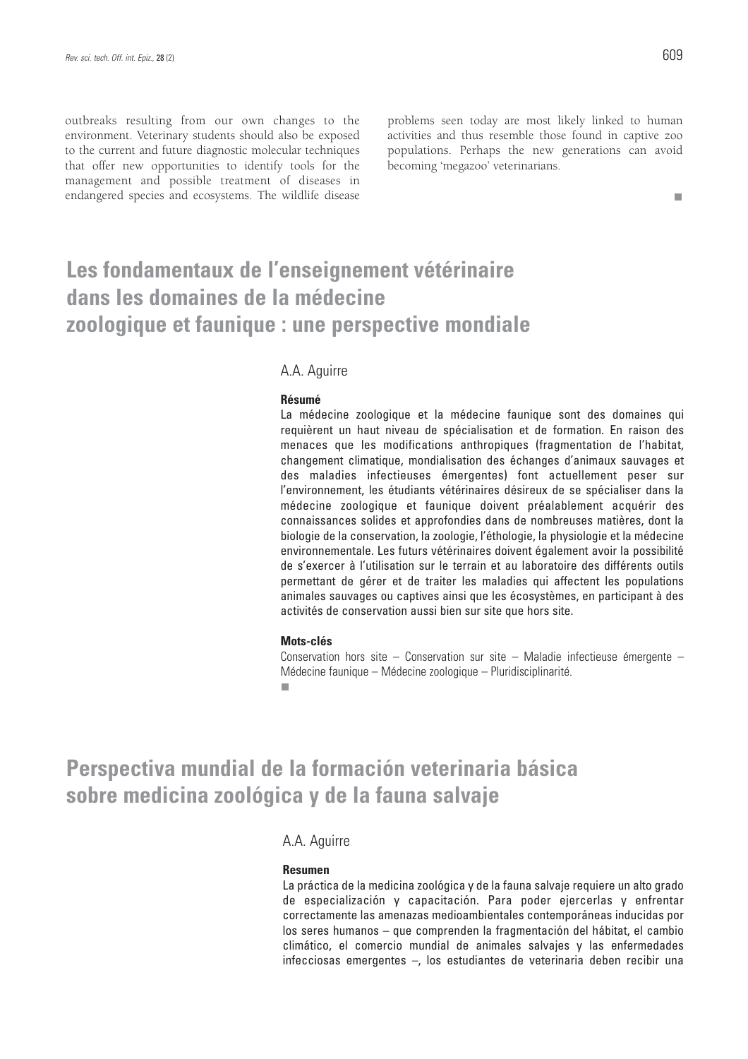outbreaks resulting from our own changes to the environment. Veterinary students should also be exposed to the current and future diagnostic molecular techniques that offer new opportunities to identify tools for the management and possible treatment of diseases in endangered species and ecosystems. The wildlife disease problems seen today are most likely linked to human activities and thus resemble those found in captive zoo populations. Perhaps the new generations can avoid becoming 'megazoo' veterinarians.

## Les fondamentaux de l'enseignement vétérinaire dans les domaines de la médecine zoologique et faunique : une perspective mondiale

A.A. Aguirre

**Résumé**

La médecine zoologique et la médecine faunique sont des domaines qui requièrent un haut niveau de spécialisation et de formation. En raison des menaces que les modifications anthropiques (fragmentation de l'habitat, changement climatique, mondialisation des échanges d'animaux sauvages et des maladies infectieuses émergentes) font actuellement peser sur l'environnement, les étudiants vétérinaires désireux de se spécialiser dans la médecine zoologique et faunique doivent préalablement acquérir des connaissances solides et approfondies dans de nombreuses matières, dont la biologie de la conservation, la zoologie, l'éthologie, la physiologie et la médecine environnementale. Les futurs vétérinaires doivent également avoir la possibilité de s'exercer à l'utilisation sur le terrain et au laboratoire des différents outils permettant de gérer et de traiter les maladies qui affectent les populations animales sauvages ou captives ainsi que les écosystèmes, en participant à des activités de conservation aussi bien sur site que hors site.

**Mots-clés**

Conservation hors site – Conservation sur site – Maladie infectieuse émergente – Médecine faunique – Médecine zoologique – Pluridisciplinarité.

## Perspectiva mundial de la formación veterinaria básica sobre medicina zoológica y de la fauna salvaje

A.A. Aguirre

**Resumen**

La práctica de la medicina zoológica y de la fauna salvaje requiere un alto grado de especialización y capacitación. Para poder ejercerlas y enfrentar correctamente las amenazas medioambientales contemporáneas inducidas por los seres humanos – que comprenden la fragmentación del hábitat, el cambio climático, el comercio mundial de animales salvajes y las enfermedades infecciosas emergentes –, los estudiantes de veterinaria deben recibir una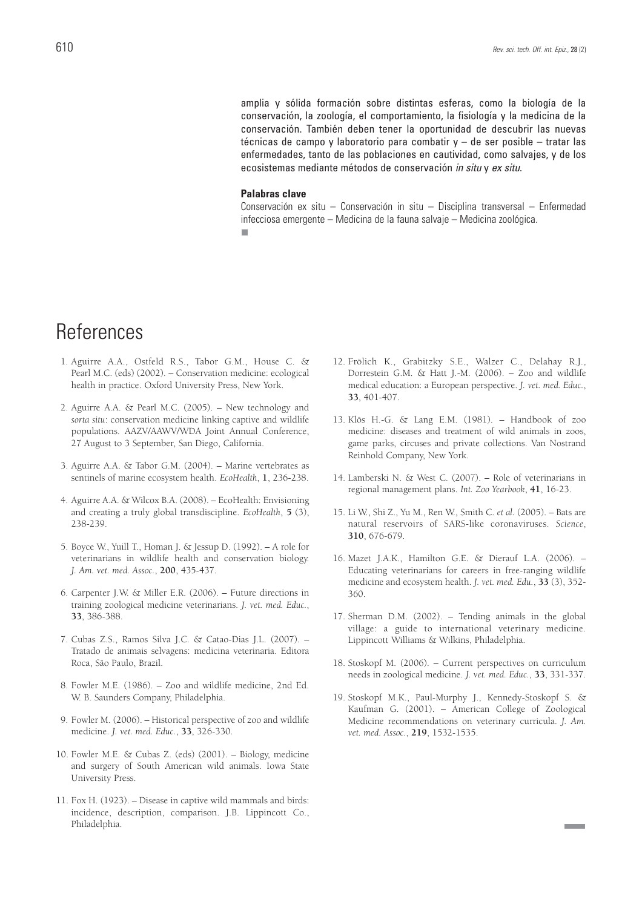amplia y sólida formación sobre distintas esferas, como la biología de la conservación, la zoología, el comportamiento, la fisiología y la medicina de la conservación. También deben tener la oportunidad de descubrir las nuevas técnicas de campo y laboratorio para combatir y – de ser posible – tratar las enfermedades, tanto de las poblaciones en cautividad, como salvajes, y de los ecosistemas mediante métodos de conservación *in situ* y *ex situ*.

**Palabras clave**

Conservación ex situ – Conservación in situ – Disciplina transversal – Enfermedad infecciosa emergente – Medicina de la fauna salvaje – Medicina zoológica.

# References

1. Aguirre A.A., Ostfeld R.S., Tabor G.M., House C. & Pearl M.C. (eds) (2002). – Conservation medicine: ecological health in practice. Oxford University Press, New York.

2. Aguirre A.A. & Pearl M.C. (2005). – New technology and *sorta situ*: conservation medicine linking captive and wildlife populations. AAZV/AAWV/WDA Joint Annual Conference, 27 August to 3 September, San Diego, California.

3. Aguirre A.A. & Tabor G.M. (2004). – Marine vertebrates as sentinels of marine ecosystem health. *EcoHealth*, **1**, 236-238.

4. Aguirre A.A. & Wilcox B.A. (2008). – EcoHealth: Envisioning and creating a truly global transdiscipline. *EcoHealth*, **5** (3), 238-239.

5. Boyce W., Yuill T., Homan J. & Jessup D. (1992). – A role for veterinarians in wildlife health and conservation biology. *J. Am. vet. med. Assoc.*, **200**, 435-437.

6. Carpenter J.W. & Miller E.R. (2006). – Future directions in training zoological medicine veterinarians. *J. vet. med. Educ.*, **33**, 386-388.

7. Cubas Z.S., Ramos Silva J.C. & Catao-Dias J.L. (2007). – Tratado de animais selvagens: medicina veterinaria. Editora Roca, São Paulo, Brazil.

8. Fowler M.E. (1986). – Zoo and wildlife medicine, 2nd Ed. W. B. Saunders Company, Philadelphia.

9. Fowler M. (2006). – Historical perspective of zoo and wildlife medicine. *J. vet. med. Educ.*, **33**, 326-330.

10. Fowler M.E. & Cubas Z. (eds) (2001). – Biology, medicine and surgery of South American wild animals. Iowa State University Press.

11. Fox H. (1923). – Disease in captive wild mammals and birds: incidence, description, comparison. J.B. Lippincott Co., Philadelphia.

12. Frölich K., Grabitzky S.E., Walzer C., Delahay R.J., Dorrestein G.M. & Hatt J.-M. (2006). – Zoo and wildlife medical education: a European perspective. *J. vet. med. Educ.*, **33**, 401-407.

13. Klös H.-G. & Lang E.M. (1981). – Handbook of zoo medicine: diseases and treatment of wild animals in zoos, game parks, circuses and private collections. Van Nostrand Reinhold Company, New York.

14. Lamberski N. & West C. (2007). – Role of veterinarians in regional management plans. *Int. Zoo Yearbook*, **41**, 16-23.

15. Li W., Shi Z., Yu M., Ren W., Smith C. *et al.* (2005). – Bats are natural reservoirs of SARS-like coronaviruses. *Science*, **310**, 676-679.

16. Mazet J.A.K., Hamilton G.E. & Dierauf L.A. (2006). – Educating veterinarians for careers in free-ranging wildlife medicine and ecosystem health. *J. vet. med. Edu.*, **33** (3), 352-360.

17. Sherman D.M. (2002). – Tending animals in the global village: a guide to international veterinary medicine. Lippincott Williams & Wilkins, Philadelphia.

18. Stoskopf M. (2006). – Current perspectives on curriculum needs in zoological medicine. *J. vet. med. Educ.*, **33**, 331-337.

19. Stoskopf M.K., Paul-Murphy J., Kennedy-Stoskopf S. & Kaufman G. (2001). – American College of Zoological Medicine recommendations on veterinary curricula. *J. Am. vet. med. Assoc.*, **219**, 1532-1535.